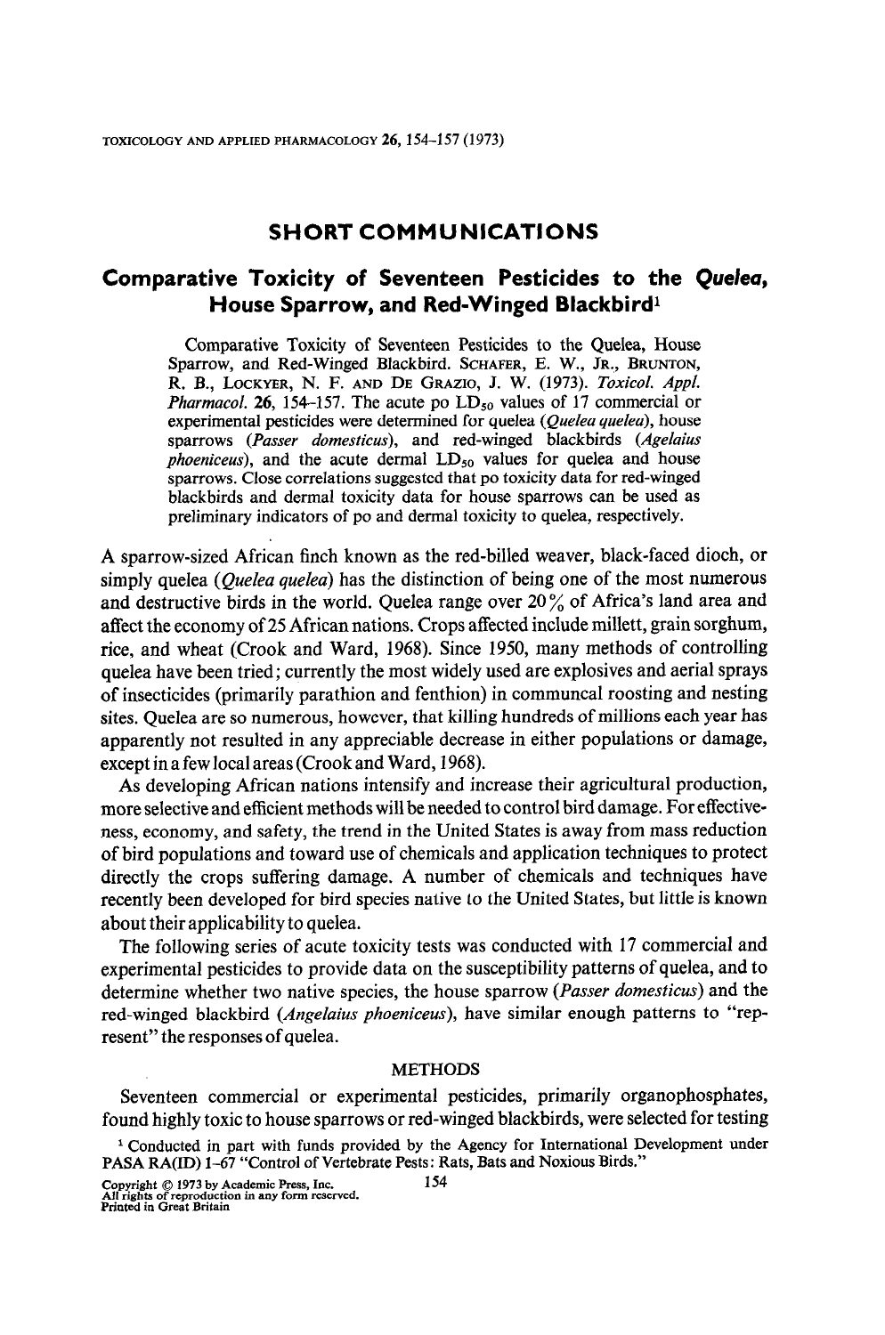## SHORT COMMUNICATIONS

# Comparative Toxicity of Seventeen Pesticides to the *Quelea*, House Sparrow, and Red-Winged Blackbird[1]

Comparative Toxicity of Seventeen Pesticides to the Quelea, House Sparrow, and Red-Winged Blackbird. SCHAFER, E. W., JR., BRUNTON, R. B., LOCKYER, N. F. AND DE GRAZIO, J. W. (1973). *Toxicol. Appl. Pharmacol.* **26**, 154–157. The acute po $LD_{50}$ values of 17 commercial or experimental pesticides were determined for quelea (*Quelea quelea*), house sparrows (*Passer domesticus*), and red-winged blackbirds (*Agelaius phoeniceus*), and the acute dermal $LD_{50}$ values for quelea and house sparrows. Close correlations suggested that po toxicity data for red-winged blackbirds and dermal toxicity data for house sparrows can be used as preliminary indicators of po and dermal toxicity to quelea, respectively.

A sparrow-sized African finch known as the red-billed weaver, black-faced dioch, or simply quelea (*Quelea quelea*) has the distinction of being one of the most numerous and destructive birds in the world. Quelea range over 20% of Africa's land area and affect the economy of 25 African nations. Crops affected include millett, grain sorghum, rice, and wheat (Crook and Ward, 1968). Since 1950, many methods of controlling quelea have been tried; currently the most widely used are explosives and aerial sprays of insecticides (primarily parathion and fenthion) in communcal roosting and nesting sites. Quelea are so numerous, however, that killing hundreds of millions each year has apparently not resulted in any appreciable decrease in either populations or damage, except in a few local areas (Crook and Ward, 1968).

As developing African nations intensify and increase their agricultural production, more selective and efficient methods will be needed to control bird damage. For effectiveness, economy, and safety, the trend in the United States is away from mass reduction of bird populations and toward use of chemicals and application techniques to protect directly the crops suffering damage. A number of chemicals and techniques have recently been developed for bird species native to the United States, but little is known about their applicability to quelea.

The following series of acute toxicity tests was conducted with 17 commercial and experimental pesticides to provide data on the susceptibility patterns of quelea, and to determine whether two native species, the house sparrow (*Passer domesticus*) and the red-winged blackbird (*Angelaius phoeniceus*), have similar enough patterns to "represent" the responses of quelea.

## METHODS

Seventeen commercial or experimental pesticides, primarily organophosphates, found highly toxic to house sparrows or red-winged blackbirds, were selected for testing

[1] Conducted in part with funds provided by the Agency for International Development under PASA RA(ID) 1-67 "Control of Vertebrate Pests: Rats, Bats and Noxious Birds."

Copyright © 1973 by Academic Press, Inc.
All rights of reproduction in any form reserved.
Printed in Great Britain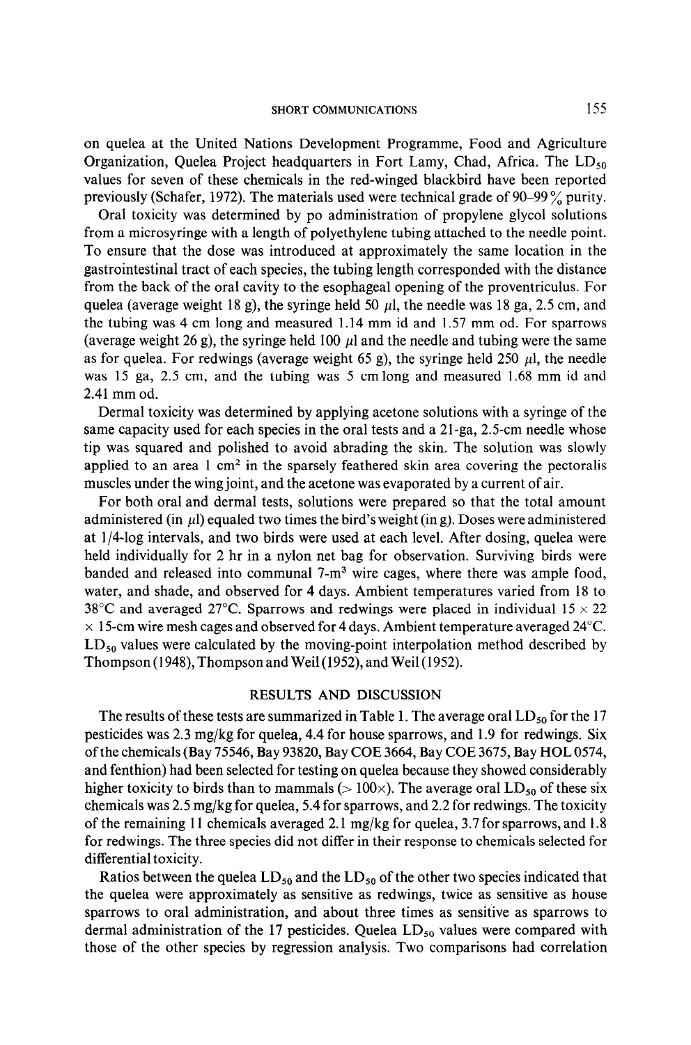on quelea at the United Nations Development Programme, Food and Agriculture Organization, Quelea Project headquarters in Fort Lamy, Chad, Africa. The $LD_{50}$ values for seven of these chemicals in the red-winged blackbird have been reported previously (Schafer, 1972). The materials used were technical grade of 90–99% purity.

Oral toxicity was determined by po administration of propylene glycol solutions from a microsyringe with a length of polyethylene tubing attached to the needle point. To ensure that the dose was introduced at approximately the same location in the gastrointestinal tract of each species, the tubing length corresponded with the distance from the back of the oral cavity to the esophageal opening of the proventriculus. For quelea (average weight 18 g), the syringe held 50 $\mu$l, the needle was 18 ga, 2.5 cm, and the tubing was 4 cm long and measured 1.14 mm id and 1.57 mm od. For sparrows (average weight 26 g), the syringe held 100 $\mu$l and the needle and tubing were the same as for quelea. For redwings (average weight 65 g), the syringe held 250 $\mu$l, the needle was 15 ga, 2.5 cm, and the tubing was 5 cm long and measured 1.68 mm id and 2.41 mm od.

Dermal toxicity was determined by applying acetone solutions with a syringe of the same capacity used for each species in the oral tests and a 21-ga, 2.5-cm needle whose tip was squared and polished to avoid abrading the skin. The solution was slowly applied to an area 1 $cm^2$ in the sparsely feathered skin area covering the pectoralis muscles under the wing joint, and the acetone was evaporated by a current of air.

For both oral and dermal tests, solutions were prepared so that the total amount administered (in $\mu$l) equaled two times the bird's weight (in g). Doses were administered at 1/4-log intervals, and two birds were used at each level. After dosing, quelea were held individually for 2 hr in a nylon net bag for observation. Surviving birds were banded and released into communal 7-$m^3$ wire cages, where there was ample food, water, and shade, and observed for 4 days. Ambient temperatures varied from 18 to 38°C and averaged 27°C. Sparrows and redwings were placed in individual 15 × 22 × 15-cm wire mesh cages and observed for 4 days. Ambient temperature averaged 24°C. $LD_{50}$ values were calculated by the moving-point interpolation method described by Thompson (1948), Thompson and Weil (1952), and Weil (1952).

## RESULTS AND DISCUSSION

The results of these tests are summarized in Table 1. The average oral $LD_{50}$ for the 17 pesticides was 2.3 mg/kg for quelea, 4.4 for house sparrows, and 1.9 for redwings. Six of the chemicals (Bay 75546, Bay 93820, Bay COE 3664, Bay COE 3675, Bay HOL 0574, and fenthion) had been selected for testing on quelea because they showed considerably higher toxicity to birds than to mammals (> 100×). The average oral $LD_{50}$ of these six chemicals was 2.5 mg/kg for quelea, 5.4 for sparrows, and 2.2 for redwings. The toxicity of the remaining 11 chemicals averaged 2.1 mg/kg for quelea, 3.7 for sparrows, and 1.8 for redwings. The three species did not differ in their response to chemicals selected for differential toxicity.

Ratios between the quelea $LD_{50}$ and the $LD_{50}$ of the other two species indicated that the quelea were approximately as sensitive as redwings, twice as sensitive as house sparrows to oral administration, and about three times as sensitive as sparrows to dermal administration of the 17 pesticides. Quelea $LD_{50}$ values were compared with those of the other species by regression analysis. Two comparisons had correlation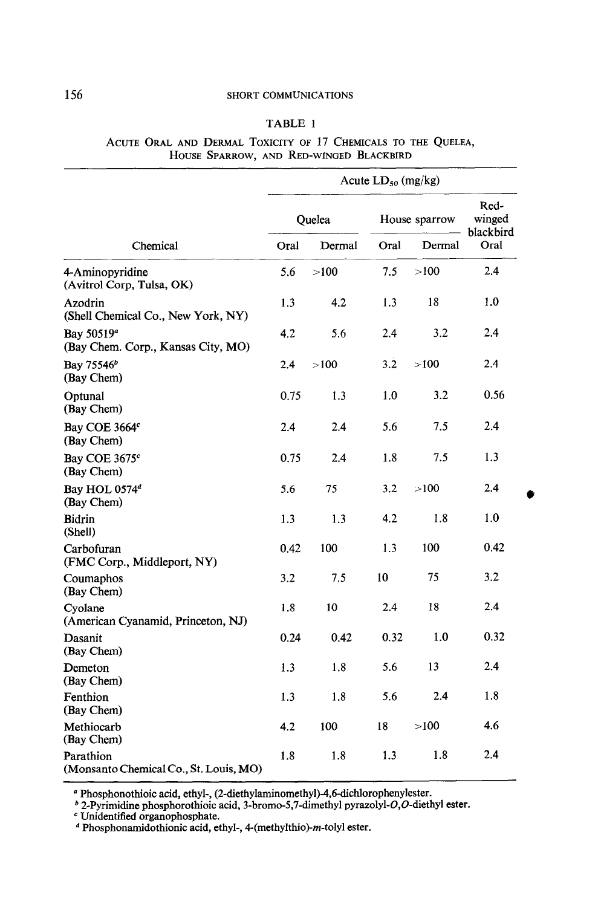TABLE 1

ACUTE ORAL AND DERMAL TOXICITY OF 17 CHEMICALS TO THE QUELEA, HOUSE SPARROW, AND RED-WINGED BLACKBIRD

| Chemical | Acute $LD_{50}$ (mg/kg) | | | | |
|---|---|---|---|---|---|
| | Quelea | | House sparrow | | Red-winged blackbird |
| | Oral | Dermal | Oral | Dermal | Oral |
| 4-Aminopyridine (Avitrol Corp, Tulsa, OK) | 5.6 | >100 | 7.5 | >100 | 2.4 |
| Azodrin (Shell Chemical Co., New York, NY) | 1.3 | 4.2 | 1.3 | 18 | 1.0 |
| Bay 50519[a] (Bay Chem. Corp., Kansas City, MO) | 4.2 | 5.6 | 2.4 | 3.2 | 2.4 |
| Bay 75546[b] (Bay Chem) | 2.4 | >100 | 3.2 | >100 | 2.4 |
| Optunal (Bay Chem) | 0.75 | 1.3 | 1.0 | 3.2 | 0.56 |
| Bay COE 3664[c] (Bay Chem) | 2.4 | 2.4 | 5.6 | 7.5 | 2.4 |
| Bay COE 3675[c] (Bay Chem) | 0.75 | 2.4 | 1.8 | 7.5 | 1.3 |
| Bay HOL 0574[d] (Bay Chem) | 5.6 | 75 | 3.2 | >100 | 2.4 |
| Bidrin (Shell) | 1.3 | 1.3 | 4.2 | 1.8 | 1.0 |
| Carbofuran (FMC Corp., Middleport, NY) | 0.42 | 100 | 1.3 | 100 | 0.42 |
| Coumaphos (Bay Chem) | 3.2 | 7.5 | 10 | 75 | 3.2 |
| Cyolane (American Cyanamid, Princeton, NJ) | 1.8 | 10 | 2.4 | 18 | 2.4 |
| Dasanit (Bay Chem) | 0.24 | 0.42 | 0.32 | 1.0 | 0.32 |
| Demeton (Bay Chem) | 1.3 | 1.8 | 5.6 | 13 | 2.4 |
| Fenthion (Bay Chem) | 1.3 | 1.8 | 5.6 | 2.4 | 1.8 |
| Methiocarb (Bay Chem) | 4.2 | 100 | 18 | >100 | 4.6 |
| Parathion (Monsanto Chemical Co., St. Louis, MO) | 1.8 | 1.8 | 1.3 | 1.8 | 2.4 |

[a] Phosphonothioic acid, ethyl-, (2-diethylaminomethyl)-4,6-dichlorophenylester.

[b] 2-Pyrimidine phosphorothioic acid, 3-bromo-5,7-dimethyl pyrazolyl-*O,O*-diethyl ester.

[c] Unidentified organophosphate.

[d] Phosphonamidothionic acid, ethyl-, 4-(methylthio)-*m*-tolyl ester.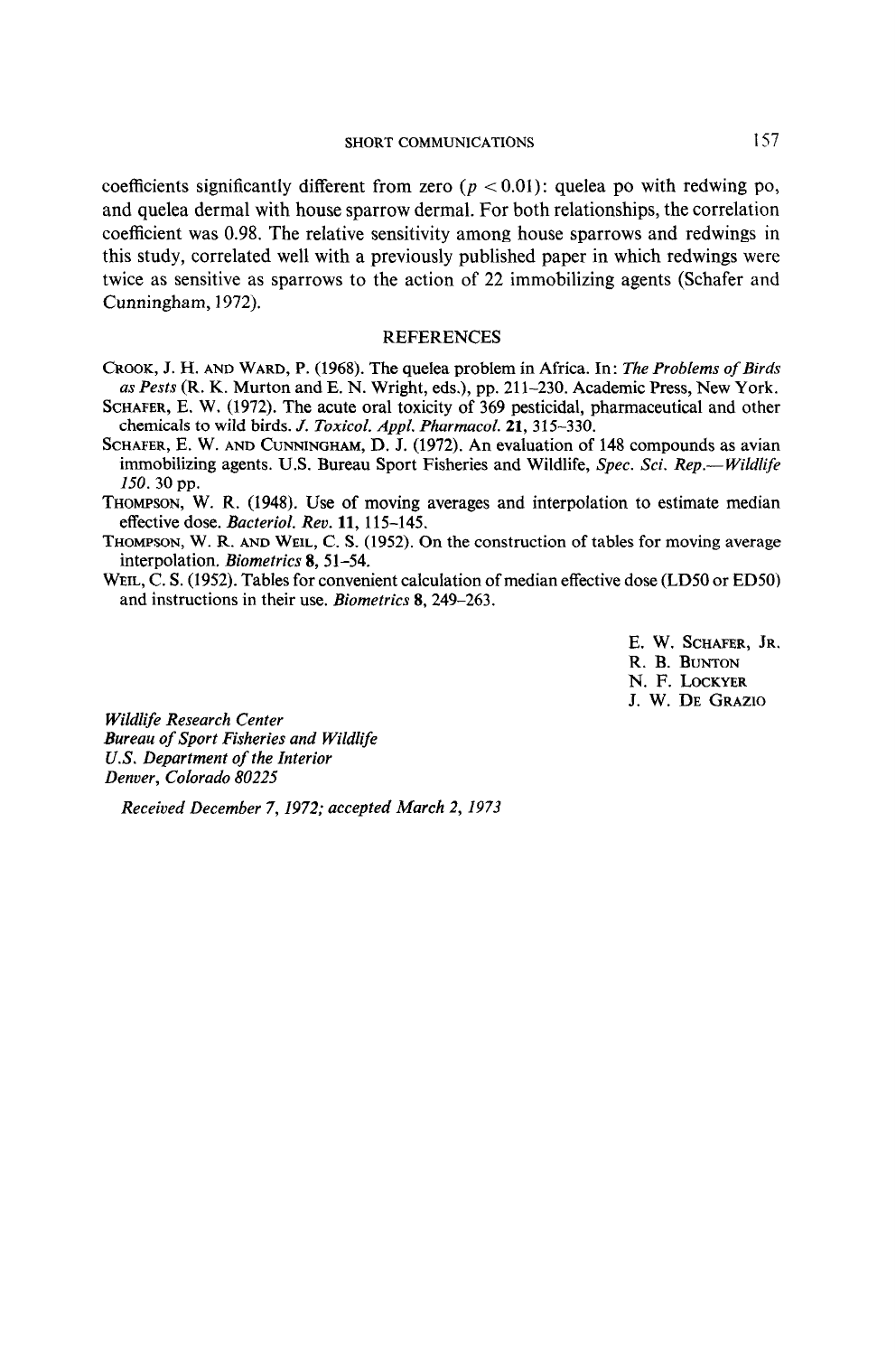coefficients significantly different from zero ($p < 0.01$): quelea po with redwing po, and quelea dermal with house sparrow dermal. For both relationships, the correlation coefficient was 0.98. The relative sensitivity among house sparrows and redwings in this study, correlated well with a previously published paper in which redwings were twice as sensitive as sparrows to the action of 22 immobilizing agents (Schafer and Cunningham, 1972).

## REFERENCES

Crook, J. H. and Ward, P. (1968). The quelea problem in Africa. In: *The Problems of Birds as Pests* (R. K. Murton and E. N. Wright, eds.), pp. 211–230. Academic Press, New York.

Schafer, E. W. (1972). The acute oral toxicity of 369 pesticidal, pharmaceutical and other chemicals to wild birds. *J. Toxicol. Appl. Pharmacol.* **21**, 315–330.

Schafer, E. W. and Cunningham, D. J. (1972). An evaluation of 148 compounds as avian immobilizing agents. U.S. Bureau Sport Fisheries and Wildlife, *Spec. Sci. Rep.—Wildlife 150*. 30 pp.

Thompson, W. R. (1948). Use of moving averages and interpolation to estimate median effective dose. *Bacteriol. Rev.* **11**, 115–145.

Thompson, W. R. and Weil, C. S. (1952). On the construction of tables for moving average interpolation. *Biometrics* **8**, 51–54.

Weil, C. S. (1952). Tables for convenient calculation of median effective dose (LD50 or ED50) and instructions in their use. *Biometrics* **8**, 249–263.

E. W. Schafer, Jr.
R. B. Bunton
N. F. Lockyer
J. W. De Grazio

*Wildlife Research Center*
*Bureau of Sport Fisheries and Wildlife*
*U.S. Department of the Interior*
*Denver, Colorado 80225*

*Received December 7, 1972; accepted March 2, 1973*